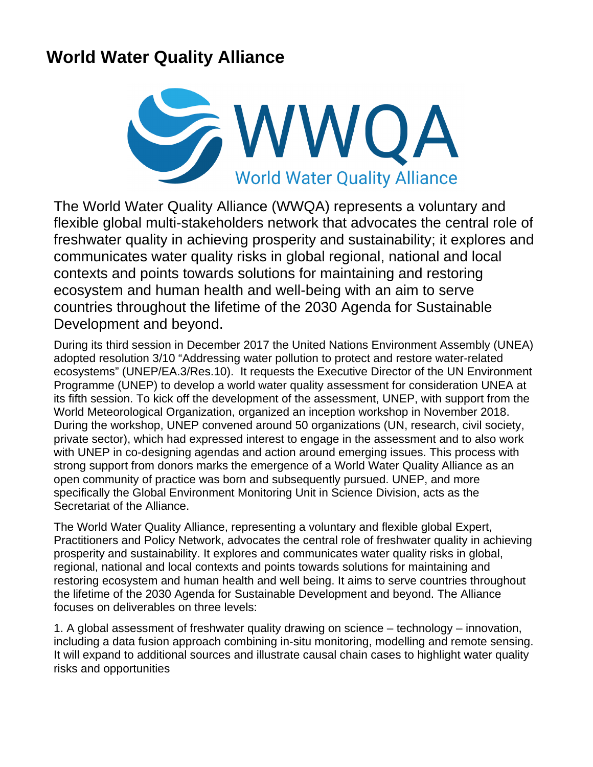# World Water Quality Alliance

WWQA
World Water Quality Alliance

The World Water Quality Alliance (WWQA) represents a voluntary and flexible global multi-stakeholders network that advocates the central role of freshwater quality in achieving prosperity and sustainability; it explores and communicates water quality risks in global regional, national and local contexts and points towards solutions for maintaining and restoring ecosystem and human health and well-being with an aim to serve countries throughout the lifetime of the 2030 Agenda for Sustainable Development and beyond.

During its third session in December 2017 the United Nations Environment Assembly (UNEA) adopted resolution 3/10 "Addressing water pollution to protect and restore water-related ecosystems" (UNEP/EA.3/Res.10). It requests the Executive Director of the UN Environment Programme (UNEP) to develop a world water quality assessment for consideration UNEA at its fifth session. To kick off the development of the assessment, UNEP, with support from the World Meteorological Organization, organized an inception workshop in November 2018. During the workshop, UNEP convened around 50 organizations (UN, research, civil society, private sector), which had expressed interest to engage in the assessment and to also work with UNEP in co-designing agendas and action around emerging issues. This process with strong support from donors marks the emergence of a World Water Quality Alliance as an open community of practice was born and subsequently pursued. UNEP, and more specifically the Global Environment Monitoring Unit in Science Division, acts as the Secretariat of the Alliance.

The World Water Quality Alliance, representing a voluntary and flexible global Expert, Practitioners and Policy Network, advocates the central role of freshwater quality in achieving prosperity and sustainability. It explores and communicates water quality risks in global, regional, national and local contexts and points towards solutions for maintaining and restoring ecosystem and human health and well being. It aims to serve countries throughout the lifetime of the 2030 Agenda for Sustainable Development and beyond. The Alliance focuses on deliverables on three levels:

1. A global assessment of freshwater quality drawing on science – technology – innovation, including a data fusion approach combining in-situ monitoring, modelling and remote sensing. It will expand to additional sources and illustrate causal chain cases to highlight water quality risks and opportunities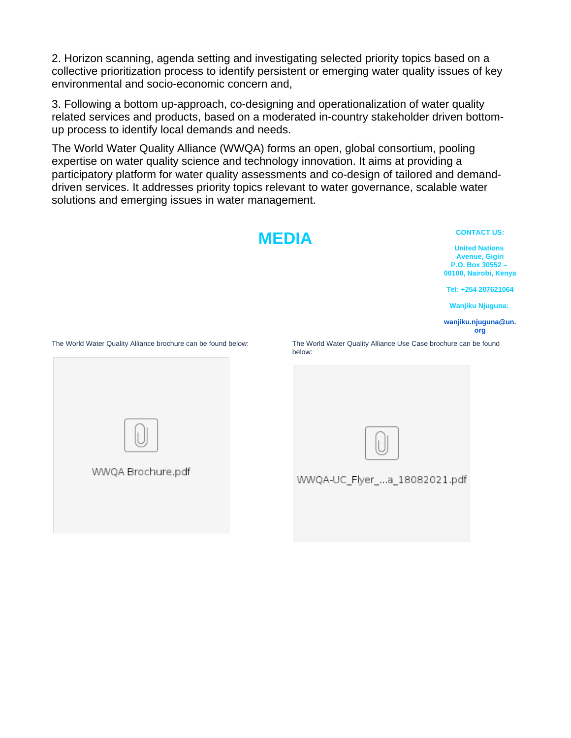2. Horizon scanning, agenda setting and investigating selected priority topics based on a collective prioritization process to identify persistent or emerging water quality issues of key environmental and socio-economic concern and,

3. Following a bottom up-approach, co-designing and operationalization of water quality related services and products, based on a moderated in-country stakeholder driven bottom-up process to identify local demands and needs.

The World Water Quality Alliance (WWQA) forms an open, global consortium, pooling expertise on water quality science and technology innovation. It aims at providing a participatory platform for water quality assessments and co-design of tailored and demand-driven services. It addresses priority topics relevant to water governance, scalable water solutions and emerging issues in water management.

## MEDIA

**CONTACT US:**

**United Nations Avenue, Gigiri P.O. Box 30552 – 00100, Nairobi, Kenya**

**Tel: +254 207621064**

**Wanjiku Njuguna:**

**wanjiku.njuguna@un.org**

The World Water Quality Alliance brochure can be found below:

WWQA Brochure.pdf

The World Water Quality Alliance Use Case brochure can be found below:

WWQA-UC_Flyer_...a_18082021.pdf